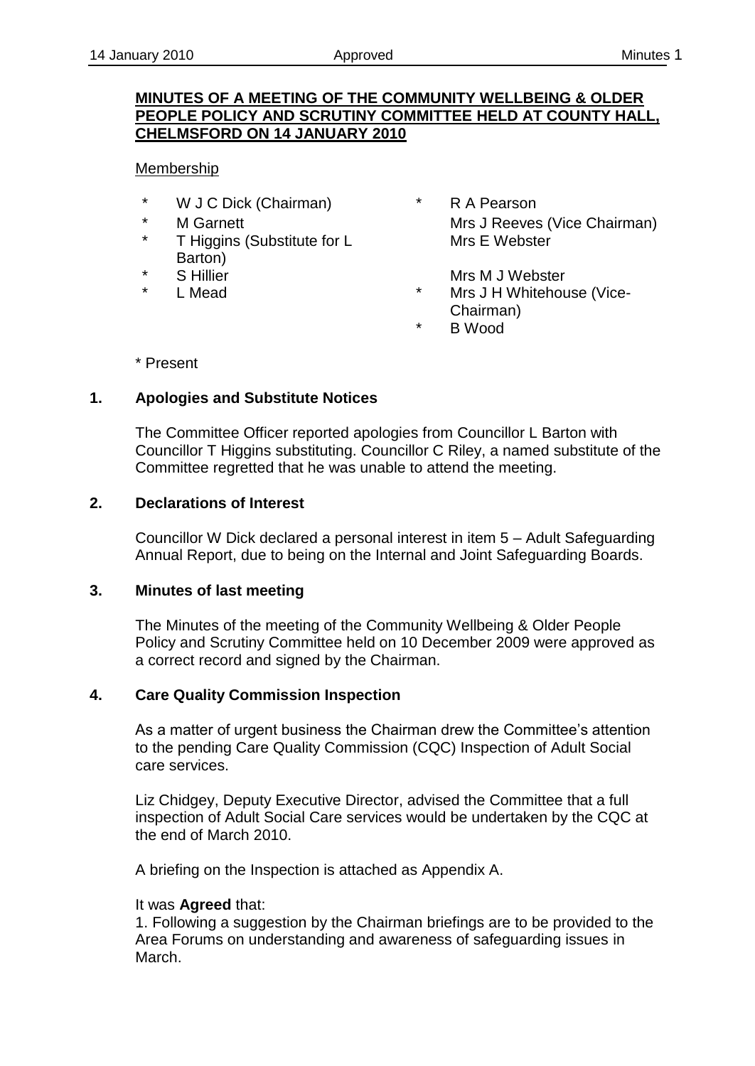**MINUTES OF A MEETING OF THE COMMUNITY WELLBEING & OLDER PEOPLE POLICY AND SCRUTINY COMMITTEE HELD AT COUNTY HALL, CHELMSFORD ON 14 JANUARY 2010**

Membership

| | | | |
|---|---|---|---|
| * | W J C Dick (Chairman) | * | R A Pearson |
| * | M Garnett | | Mrs J Reeves (Vice Chairman) |
| * | T Higgins (Substitute for L Barton) | | Mrs E Webster |
| * | S Hillier | | Mrs M J Webster |
| * | L Mead | * | Mrs J H Whitehouse (Vice-Chairman) |
| | | * | B Wood |

\* Present

## 1. Apologies and Substitute Notices

The Committee Officer reported apologies from Councillor L Barton with Councillor T Higgins substituting. Councillor C Riley, a named substitute of the Committee regretted that he was unable to attend the meeting.

## 2. Declarations of Interest

Councillor W Dick declared a personal interest in item 5 – Adult Safeguarding Annual Report, due to being on the Internal and Joint Safeguarding Boards.

## 3. Minutes of last meeting

The Minutes of the meeting of the Community Wellbeing & Older People Policy and Scrutiny Committee held on 10 December 2009 were approved as a correct record and signed by the Chairman.

## 4. Care Quality Commission Inspection

As a matter of urgent business the Chairman drew the Committee's attention to the pending Care Quality Commission (CQC) Inspection of Adult Social care services.

Liz Chidgey, Deputy Executive Director, advised the Committee that a full inspection of Adult Social Care services would be undertaken by the CQC at the end of March 2010.

A briefing on the Inspection is attached as Appendix A.

It was **Agreed** that:

1. Following a suggestion by the Chairman briefings are to be provided to the Area Forums on understanding and awareness of safeguarding issues in March.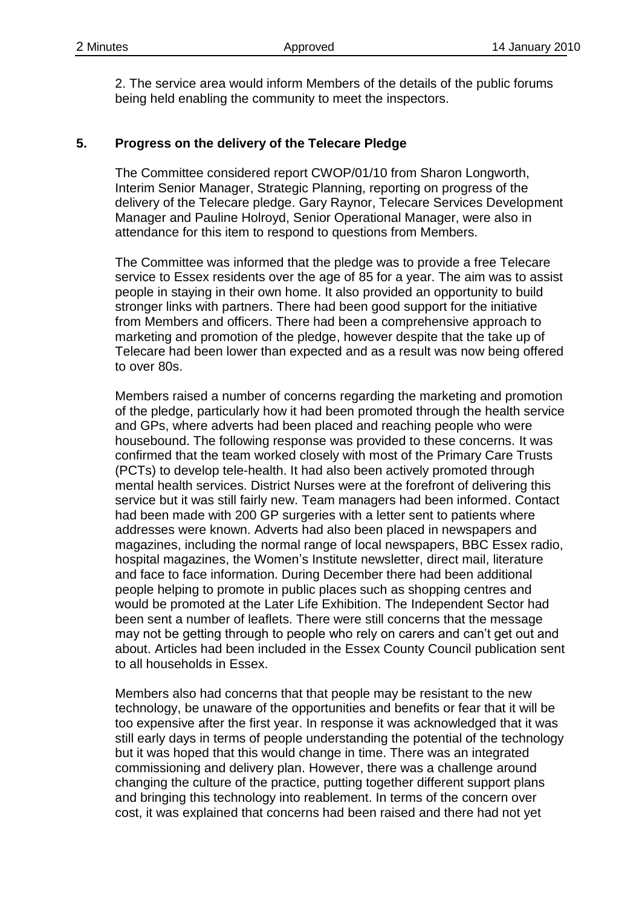2. The service area would inform Members of the details of the public forums being held enabling the community to meet the inspectors.

## 5. Progress on the delivery of the Telecare Pledge

The Committee considered report CWOP/01/10 from Sharon Longworth, Interim Senior Manager, Strategic Planning, reporting on progress of the delivery of the Telecare pledge. Gary Raynor, Telecare Services Development Manager and Pauline Holroyd, Senior Operational Manager, were also in attendance for this item to respond to questions from Members.

The Committee was informed that the pledge was to provide a free Telecare service to Essex residents over the age of 85 for a year. The aim was to assist people in staying in their own home. It also provided an opportunity to build stronger links with partners. There had been good support for the initiative from Members and officers. There had been a comprehensive approach to marketing and promotion of the pledge, however despite that the take up of Telecare had been lower than expected and as a result was now being offered to over 80s.

Members raised a number of concerns regarding the marketing and promotion of the pledge, particularly how it had been promoted through the health service and GPs, where adverts had been placed and reaching people who were housebound. The following response was provided to these concerns. It was confirmed that the team worked closely with most of the Primary Care Trusts (PCTs) to develop tele-health. It had also been actively promoted through mental health services. District Nurses were at the forefront of delivering this service but it was still fairly new. Team managers had been informed. Contact had been made with 200 GP surgeries with a letter sent to patients where addresses were known. Adverts had also been placed in newspapers and magazines, including the normal range of local newspapers, BBC Essex radio, hospital magazines, the Women's Institute newsletter, direct mail, literature and face to face information. During December there had been additional people helping to promote in public places such as shopping centres and would be promoted at the Later Life Exhibition. The Independent Sector had been sent a number of leaflets. There were still concerns that the message may not be getting through to people who rely on carers and can't get out and about. Articles had been included in the Essex County Council publication sent to all households in Essex.

Members also had concerns that that people may be resistant to the new technology, be unaware of the opportunities and benefits or fear that it will be too expensive after the first year. In response it was acknowledged that it was still early days in terms of people understanding the potential of the technology but it was hoped that this would change in time. There was an integrated commissioning and delivery plan. However, there was a challenge around changing the culture of the practice, putting together different support plans and bringing this technology into reablement. In terms of the concern over cost, it was explained that concerns had been raised and there had not yet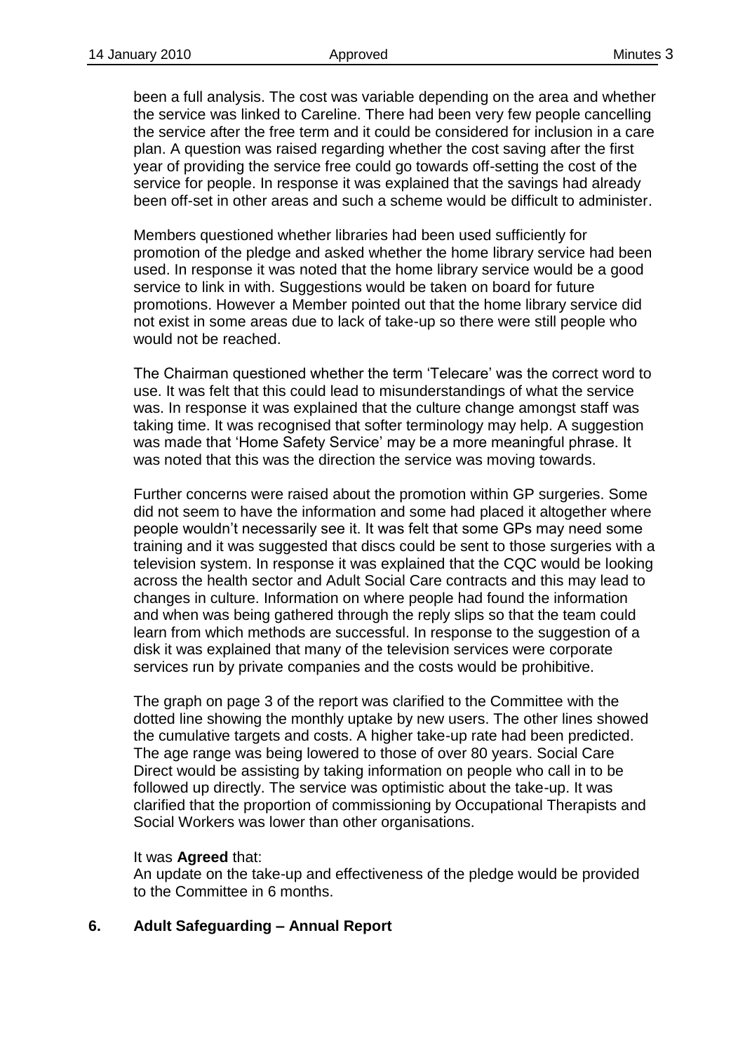been a full analysis. The cost was variable depending on the area and whether the service was linked to Careline. There had been very few people cancelling the service after the free term and it could be considered for inclusion in a care plan. A question was raised regarding whether the cost saving after the first year of providing the service free could go towards off-setting the cost of the service for people. In response it was explained that the savings had already been off-set in other areas and such a scheme would be difficult to administer.

Members questioned whether libraries had been used sufficiently for promotion of the pledge and asked whether the home library service had been used. In response it was noted that the home library service would be a good service to link in with. Suggestions would be taken on board for future promotions. However a Member pointed out that the home library service did not exist in some areas due to lack of take-up so there were still people who would not be reached.

The Chairman questioned whether the term 'Telecare' was the correct word to use. It was felt that this could lead to misunderstandings of what the service was. In response it was explained that the culture change amongst staff was taking time. It was recognised that softer terminology may help. A suggestion was made that 'Home Safety Service' may be a more meaningful phrase. It was noted that this was the direction the service was moving towards.

Further concerns were raised about the promotion within GP surgeries. Some did not seem to have the information and some had placed it altogether where people wouldn't necessarily see it. It was felt that some GPs may need some training and it was suggested that discs could be sent to those surgeries with a television system. In response it was explained that the CQC would be looking across the health sector and Adult Social Care contracts and this may lead to changes in culture. Information on where people had found the information and when was being gathered through the reply slips so that the team could learn from which methods are successful. In response to the suggestion of a disk it was explained that many of the television services were corporate services run by private companies and the costs would be prohibitive.

The graph on page 3 of the report was clarified to the Committee with the dotted line showing the monthly uptake by new users. The other lines showed the cumulative targets and costs. A higher take-up rate had been predicted. The age range was being lowered to those of over 80 years. Social Care Direct would be assisting by taking information on people who call in to be followed up directly. The service was optimistic about the take-up. It was clarified that the proportion of commissioning by Occupational Therapists and Social Workers was lower than other organisations.

It was **Agreed** that:
An update on the take-up and effectiveness of the pledge would be provided to the Committee in 6 months.

## 6. Adult Safeguarding – Annual Report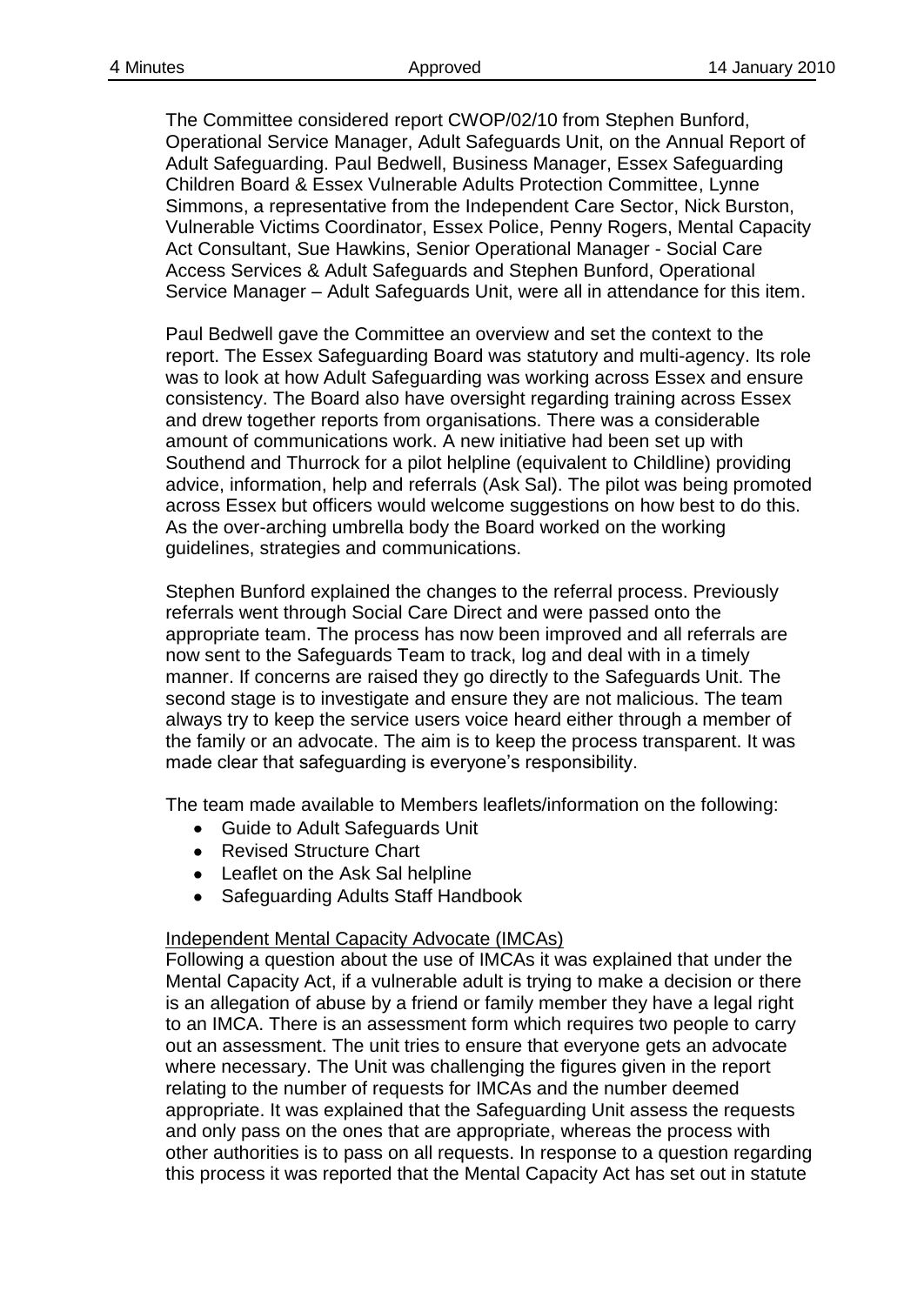The Committee considered report CWOP/02/10 from Stephen Bunford, Operational Service Manager, Adult Safeguards Unit, on the Annual Report of Adult Safeguarding. Paul Bedwell, Business Manager, Essex Safeguarding Children Board & Essex Vulnerable Adults Protection Committee, Lynne Simmons, a representative from the Independent Care Sector, Nick Burston, Vulnerable Victims Coordinator, Essex Police, Penny Rogers, Mental Capacity Act Consultant, Sue Hawkins, Senior Operational Manager - Social Care Access Services & Adult Safeguards and Stephen Bunford, Operational Service Manager – Adult Safeguards Unit, were all in attendance for this item.

Paul Bedwell gave the Committee an overview and set the context to the report. The Essex Safeguarding Board was statutory and multi-agency. Its role was to look at how Adult Safeguarding was working across Essex and ensure consistency. The Board also have oversight regarding training across Essex and drew together reports from organisations. There was a considerable amount of communications work. A new initiative had been set up with Southend and Thurrock for a pilot helpline (equivalent to Childline) providing advice, information, help and referrals (Ask Sal). The pilot was being promoted across Essex but officers would welcome suggestions on how best to do this. As the over-arching umbrella body the Board worked on the working guidelines, strategies and communications.

Stephen Bunford explained the changes to the referral process. Previously referrals went through Social Care Direct and were passed onto the appropriate team. The process has now been improved and all referrals are now sent to the Safeguards Team to track, log and deal with in a timely manner. If concerns are raised they go directly to the Safeguards Unit. The second stage is to investigate and ensure they are not malicious. The team always try to keep the service users voice heard either through a member of the family or an advocate. The aim is to keep the process transparent. It was made clear that safeguarding is everyone's responsibility.

The team made available to Members leaflets/information on the following:

- Guide to Adult Safeguards Unit
- Revised Structure Chart
- Leaflet on the Ask Sal helpline
- Safeguarding Adults Staff Handbook

Independent Mental Capacity Advocate (IMCAs)

Following a question about the use of IMCAs it was explained that under the Mental Capacity Act, if a vulnerable adult is trying to make a decision or there is an allegation of abuse by a friend or family member they have a legal right to an IMCA. There is an assessment form which requires two people to carry out an assessment. The unit tries to ensure that everyone gets an advocate where necessary. The Unit was challenging the figures given in the report relating to the number of requests for IMCAs and the number deemed appropriate. It was explained that the Safeguarding Unit assess the requests and only pass on the ones that are appropriate, whereas the process with other authorities is to pass on all requests. In response to a question regarding this process it was reported that the Mental Capacity Act has set out in statute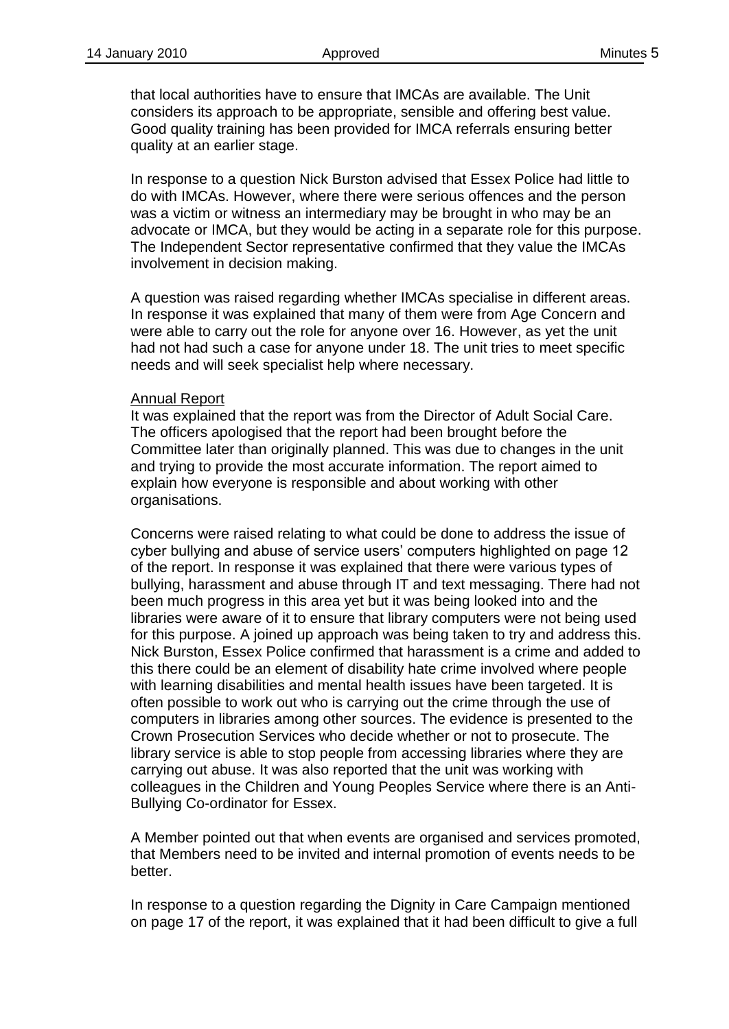that local authorities have to ensure that IMCAs are available. The Unit considers its approach to be appropriate, sensible and offering best value. Good quality training has been provided for IMCA referrals ensuring better quality at an earlier stage.

In response to a question Nick Burston advised that Essex Police had little to do with IMCAs. However, where there were serious offences and the person was a victim or witness an intermediary may be brought in who may be an advocate or IMCA, but they would be acting in a separate role for this purpose. The Independent Sector representative confirmed that they value the IMCAs involvement in decision making.

A question was raised regarding whether IMCAs specialise in different areas. In response it was explained that many of them were from Age Concern and were able to carry out the role for anyone over 16. However, as yet the unit had not had such a case for anyone under 18. The unit tries to meet specific needs and will seek specialist help where necessary.

Annual Report

It was explained that the report was from the Director of Adult Social Care. The officers apologised that the report had been brought before the Committee later than originally planned. This was due to changes in the unit and trying to provide the most accurate information. The report aimed to explain how everyone is responsible and about working with other organisations.

Concerns were raised relating to what could be done to address the issue of cyber bullying and abuse of service users' computers highlighted on page 12 of the report. In response it was explained that there were various types of bullying, harassment and abuse through IT and text messaging. There had not been much progress in this area yet but it was being looked into and the libraries were aware of it to ensure that library computers were not being used for this purpose. A joined up approach was being taken to try and address this. Nick Burston, Essex Police confirmed that harassment is a crime and added to this there could be an element of disability hate crime involved where people with learning disabilities and mental health issues have been targeted. It is often possible to work out who is carrying out the crime through the use of computers in libraries among other sources. The evidence is presented to the Crown Prosecution Services who decide whether or not to prosecute. The library service is able to stop people from accessing libraries where they are carrying out abuse. It was also reported that the unit was working with colleagues in the Children and Young Peoples Service where there is an Anti-Bullying Co-ordinator for Essex.

A Member pointed out that when events are organised and services promoted, that Members need to be invited and internal promotion of events needs to be better.

In response to a question regarding the Dignity in Care Campaign mentioned on page 17 of the report, it was explained that it had been difficult to give a full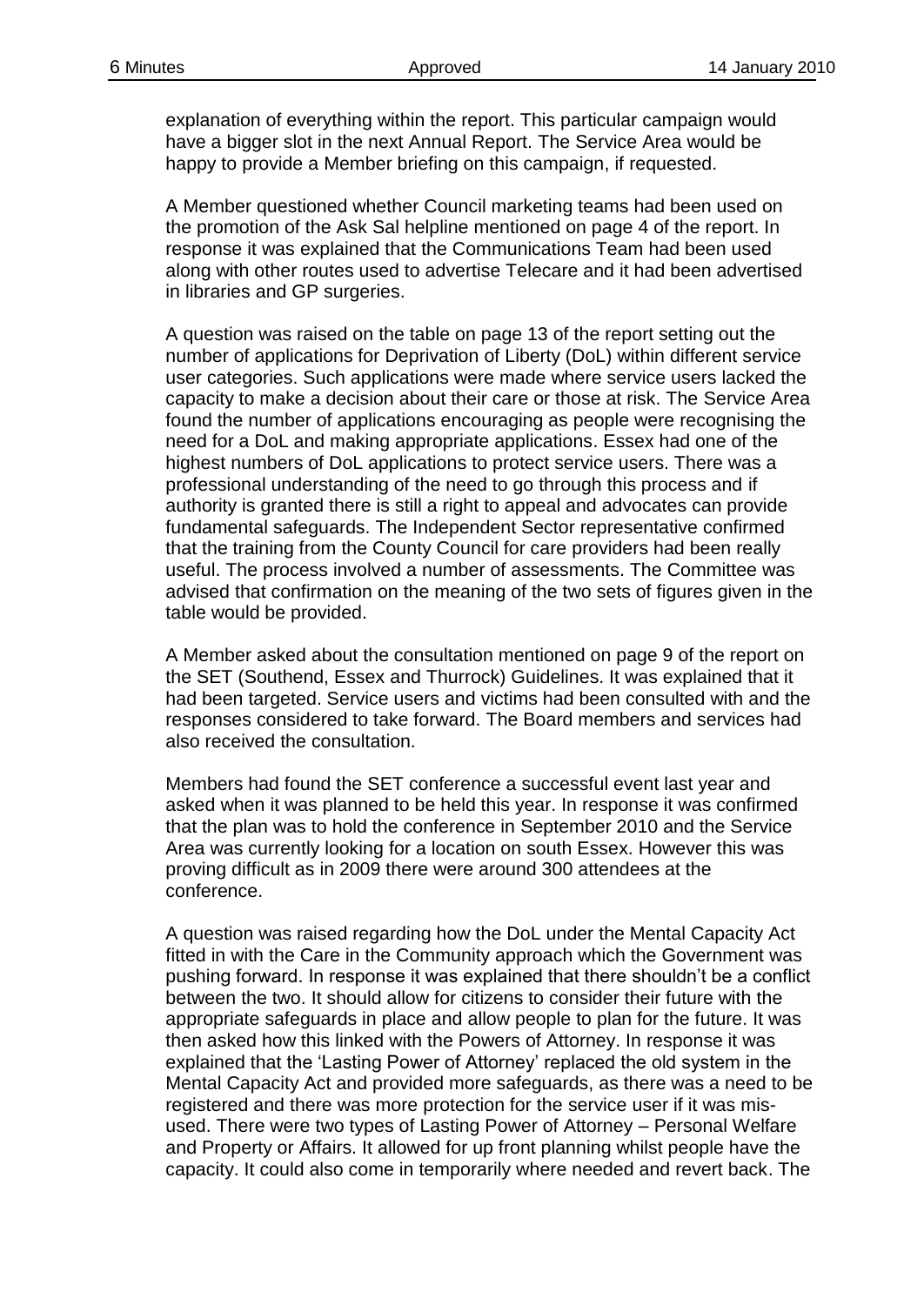explanation of everything within the report. This particular campaign would have a bigger slot in the next Annual Report. The Service Area would be happy to provide a Member briefing on this campaign, if requested.

A Member questioned whether Council marketing teams had been used on the promotion of the Ask Sal helpline mentioned on page 4 of the report. In response it was explained that the Communications Team had been used along with other routes used to advertise Telecare and it had been advertised in libraries and GP surgeries.

A question was raised on the table on page 13 of the report setting out the number of applications for Deprivation of Liberty (DoL) within different service user categories. Such applications were made where service users lacked the capacity to make a decision about their care or those at risk. The Service Area found the number of applications encouraging as people were recognising the need for a DoL and making appropriate applications. Essex had one of the highest numbers of DoL applications to protect service users. There was a professional understanding of the need to go through this process and if authority is granted there is still a right to appeal and advocates can provide fundamental safeguards. The Independent Sector representative confirmed that the training from the County Council for care providers had been really useful. The process involved a number of assessments. The Committee was advised that confirmation on the meaning of the two sets of figures given in the table would be provided.

A Member asked about the consultation mentioned on page 9 of the report on the SET (Southend, Essex and Thurrock) Guidelines. It was explained that it had been targeted. Service users and victims had been consulted with and the responses considered to take forward. The Board members and services had also received the consultation.

Members had found the SET conference a successful event last year and asked when it was planned to be held this year. In response it was confirmed that the plan was to hold the conference in September 2010 and the Service Area was currently looking for a location on south Essex. However this was proving difficult as in 2009 there were around 300 attendees at the conference.

A question was raised regarding how the DoL under the Mental Capacity Act fitted in with the Care in the Community approach which the Government was pushing forward. In response it was explained that there shouldn't be a conflict between the two. It should allow for citizens to consider their future with the appropriate safeguards in place and allow people to plan for the future. It was then asked how this linked with the Powers of Attorney. In response it was explained that the 'Lasting Power of Attorney' replaced the old system in the Mental Capacity Act and provided more safeguards, as there was a need to be registered and there was more protection for the service user if it was mis-used. There were two types of Lasting Power of Attorney – Personal Welfare and Property or Affairs. It allowed for up front planning whilst people have the capacity. It could also come in temporarily where needed and revert back. The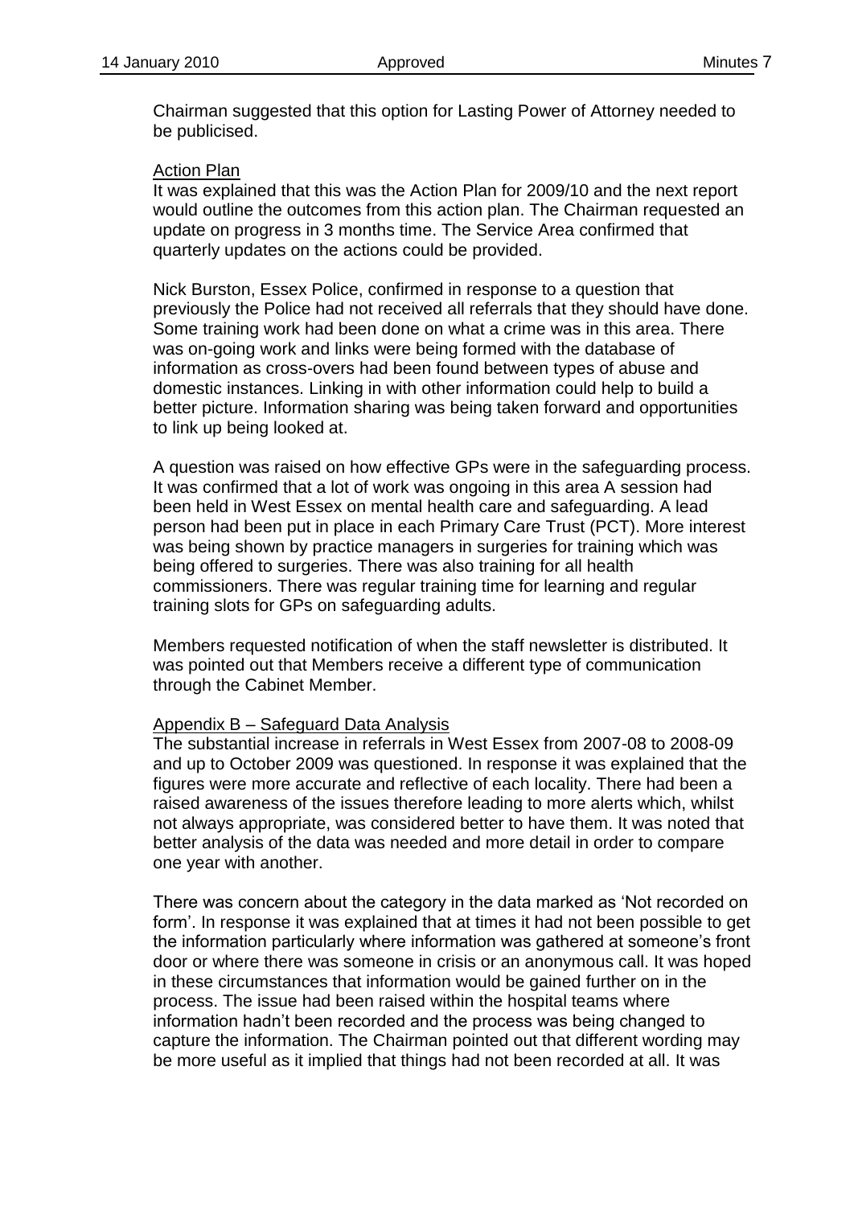Chairman suggested that this option for Lasting Power of Attorney needed to be publicised.

Action Plan

It was explained that this was the Action Plan for 2009/10 and the next report would outline the outcomes from this action plan. The Chairman requested an update on progress in 3 months time. The Service Area confirmed that quarterly updates on the actions could be provided.

Nick Burston, Essex Police, confirmed in response to a question that previously the Police had not received all referrals that they should have done. Some training work had been done on what a crime was in this area. There was on-going work and links were being formed with the database of information as cross-overs had been found between types of abuse and domestic instances. Linking in with other information could help to build a better picture. Information sharing was being taken forward and opportunities to link up being looked at.

A question was raised on how effective GPs were in the safeguarding process. It was confirmed that a lot of work was ongoing in this area A session had been held in West Essex on mental health care and safeguarding. A lead person had been put in place in each Primary Care Trust (PCT). More interest was being shown by practice managers in surgeries for training which was being offered to surgeries. There was also training for all health commissioners. There was regular training time for learning and regular training slots for GPs on safeguarding adults.

Members requested notification of when the staff newsletter is distributed. It was pointed out that Members receive a different type of communication through the Cabinet Member.

Appendix B – Safeguard Data Analysis

The substantial increase in referrals in West Essex from 2007-08 to 2008-09 and up to October 2009 was questioned. In response it was explained that the figures were more accurate and reflective of each locality. There had been a raised awareness of the issues therefore leading to more alerts which, whilst not always appropriate, was considered better to have them. It was noted that better analysis of the data was needed and more detail in order to compare one year with another.

There was concern about the category in the data marked as 'Not recorded on form'. In response it was explained that at times it had not been possible to get the information particularly where information was gathered at someone's front door or where there was someone in crisis or an anonymous call. It was hoped in these circumstances that information would be gained further on in the process. The issue had been raised within the hospital teams where information hadn't been recorded and the process was being changed to capture the information. The Chairman pointed out that different wording may be more useful as it implied that things had not been recorded at all. It was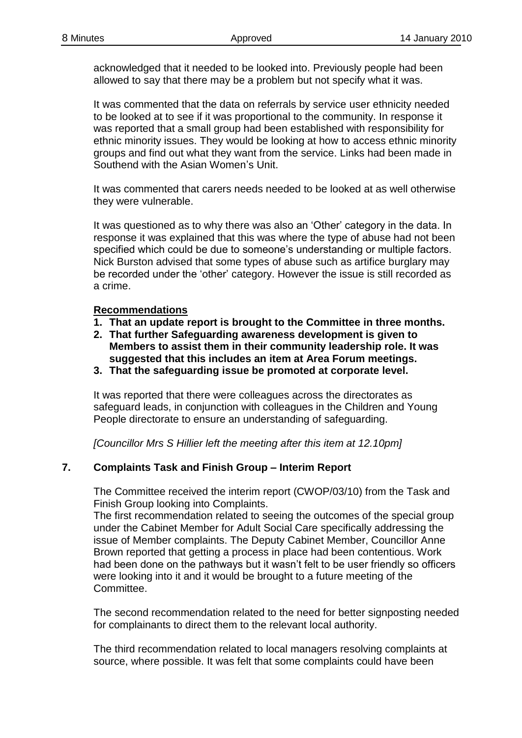acknowledged that it needed to be looked into. Previously people had been allowed to say that there may be a problem but not specify what it was.

It was commented that the data on referrals by service user ethnicity needed to be looked at to see if it was proportional to the community. In response it was reported that a small group had been established with responsibility for ethnic minority issues. They would be looking at how to access ethnic minority groups and find out what they want from the service. Links had been made in Southend with the Asian Women's Unit.

It was commented that carers needs needed to be looked at as well otherwise they were vulnerable.

It was questioned as to why there was also an 'Other' category in the data. In response it was explained that this was where the type of abuse had not been specified which could be due to someone's understanding or multiple factors. Nick Burston advised that some types of abuse such as artifice burglary may be recorded under the 'other' category. However the issue is still recorded as a crime.

**Recommendations**

1. **That an update report is brought to the Committee in three months.**
2. **That further Safeguarding awareness development is given to Members to assist them in their community leadership role. It was suggested that this includes an item at Area Forum meetings.**
3. **That the safeguarding issue be promoted at corporate level.**

It was reported that there were colleagues across the directorates as safeguard leads, in conjunction with colleagues in the Children and Young People directorate to ensure an understanding of safeguarding.

*[Councillor Mrs S Hillier left the meeting after this item at 12.10pm]*

## 7. Complaints Task and Finish Group – Interim Report

The Committee received the interim report (CWOP/03/10) from the Task and Finish Group looking into Complaints.

The first recommendation related to seeing the outcomes of the special group under the Cabinet Member for Adult Social Care specifically addressing the issue of Member complaints. The Deputy Cabinet Member, Councillor Anne Brown reported that getting a process in place had been contentious. Work had been done on the pathways but it wasn't felt to be user friendly so officers were looking into it and it would be brought to a future meeting of the Committee.

The second recommendation related to the need for better signposting needed for complainants to direct them to the relevant local authority.

The third recommendation related to local managers resolving complaints at source, where possible. It was felt that some complaints could have been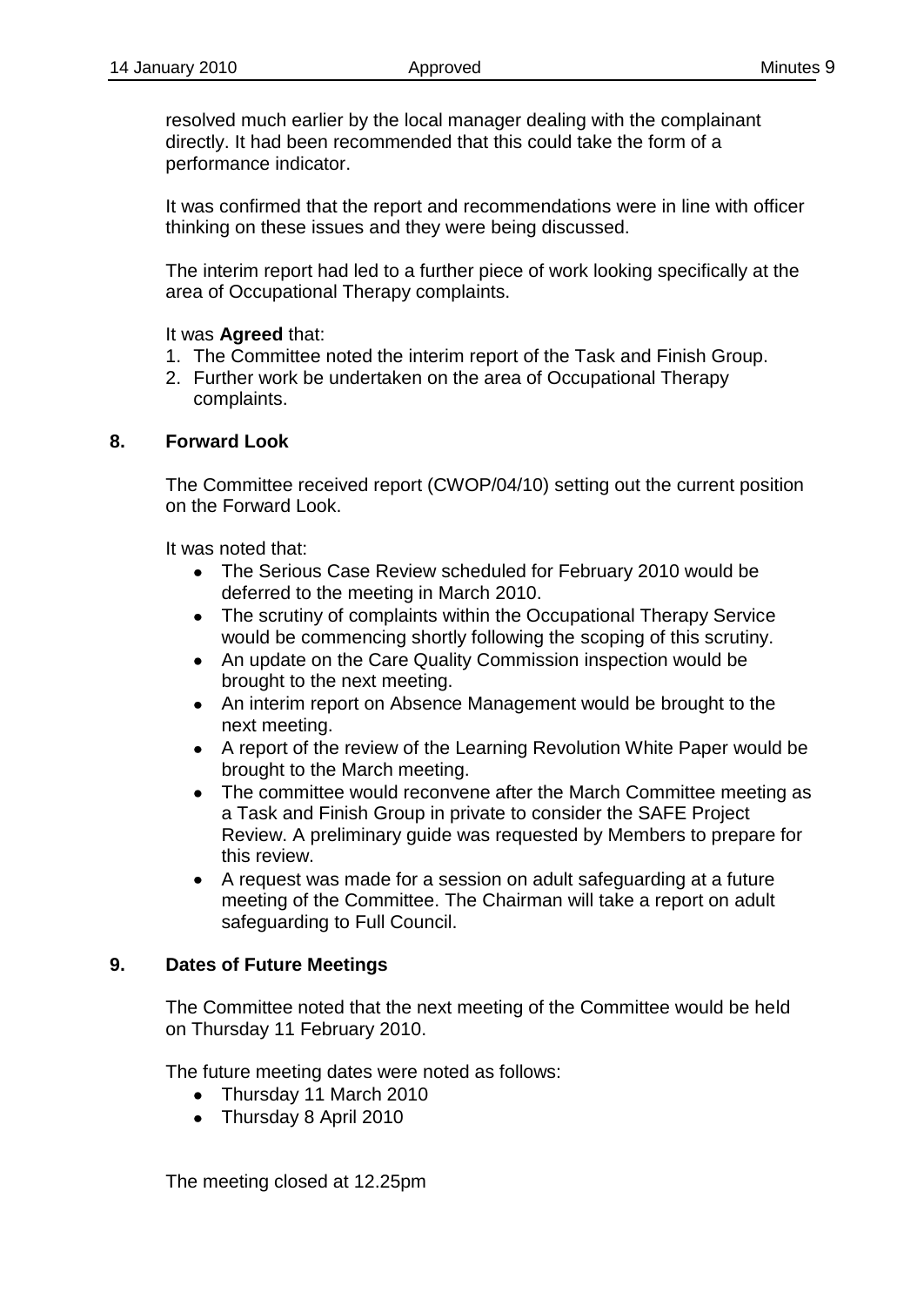resolved much earlier by the local manager dealing with the complainant directly. It had been recommended that this could take the form of a performance indicator.

It was confirmed that the report and recommendations were in line with officer thinking on these issues and they were being discussed.

The interim report had led to a further piece of work looking specifically at the area of Occupational Therapy complaints.

It was **Agreed** that:

1. The Committee noted the interim report of the Task and Finish Group.
2. Further work be undertaken on the area of Occupational Therapy complaints.

## 8. Forward Look

The Committee received report (CWOP/04/10) setting out the current position on the Forward Look.

It was noted that:

- The Serious Case Review scheduled for February 2010 would be deferred to the meeting in March 2010.
- The scrutiny of complaints within the Occupational Therapy Service would be commencing shortly following the scoping of this scrutiny.
- An update on the Care Quality Commission inspection would be brought to the next meeting.
- An interim report on Absence Management would be brought to the next meeting.
- A report of the review of the Learning Revolution White Paper would be brought to the March meeting.
- The committee would reconvene after the March Committee meeting as a Task and Finish Group in private to consider the SAFE Project Review. A preliminary guide was requested by Members to prepare for this review.
- A request was made for a session on adult safeguarding at a future meeting of the Committee. The Chairman will take a report on adult safeguarding to Full Council.

## 9. Dates of Future Meetings

The Committee noted that the next meeting of the Committee would be held on Thursday 11 February 2010.

The future meeting dates were noted as follows:

- Thursday 11 March 2010
- Thursday 8 April 2010

The meeting closed at 12.25pm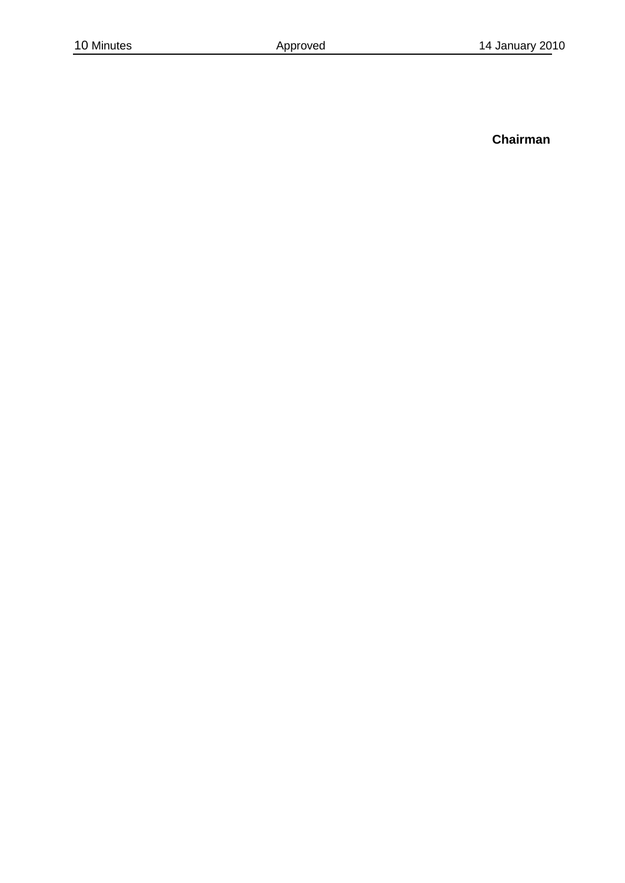**Chairman**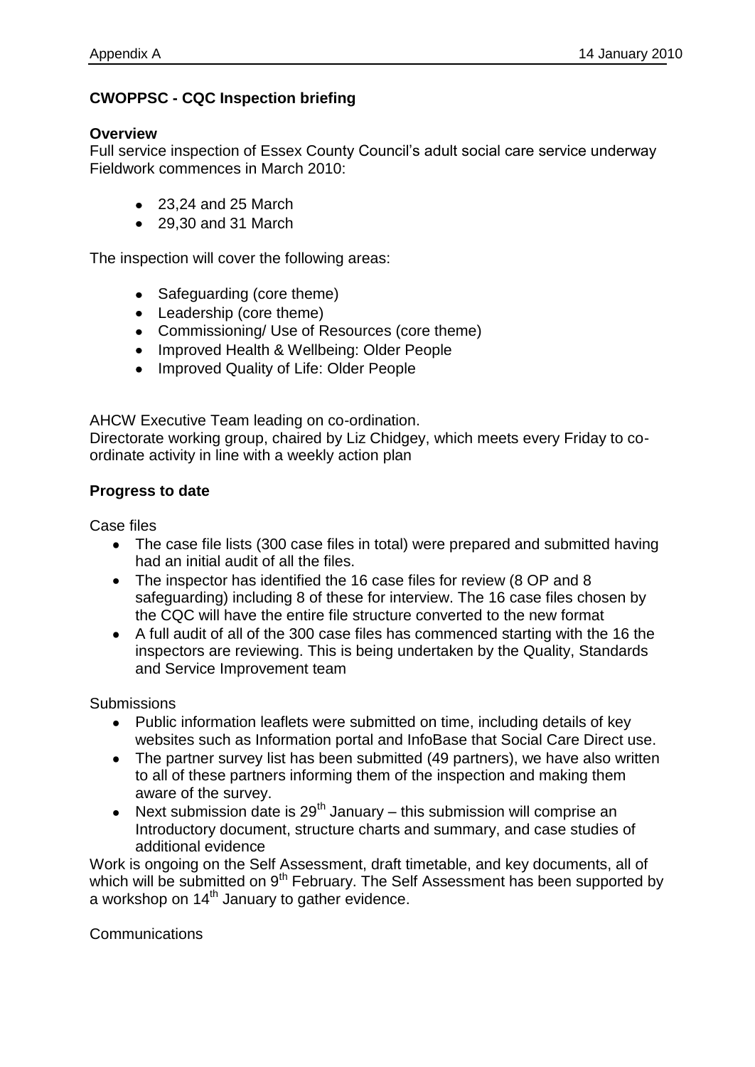**CWOPPSC - CQC Inspection briefing**

**Overview**

Full service inspection of Essex County Council's adult social care service underway Fieldwork commences in March 2010:

- 23,24 and 25 March
- 29,30 and 31 March

The inspection will cover the following areas:

- Safeguarding (core theme)
- Leadership (core theme)
- Commissioning/ Use of Resources (core theme)
- Improved Health & Wellbeing: Older People
- Improved Quality of Life: Older People

AHCW Executive Team leading on co-ordination.
Directorate working group, chaired by Liz Chidgey, which meets every Friday to co-ordinate activity in line with a weekly action plan

**Progress to date**

Case files

- The case file lists (300 case files in total) were prepared and submitted having had an initial audit of all the files.
- The inspector has identified the 16 case files for review (8 OP and 8 safeguarding) including 8 of these for interview. The 16 case files chosen by the CQC will have the entire file structure converted to the new format
- A full audit of all of the 300 case files has commenced starting with the 16 the inspectors are reviewing. This is being undertaken by the Quality, Standards and Service Improvement team

Submissions

- Public information leaflets were submitted on time, including details of key websites such as Information portal and InfoBase that Social Care Direct use.
- The partner survey list has been submitted (49 partners), we have also written to all of these partners informing them of the inspection and making them aware of the survey.
- Next submission date is 29th January – this submission will comprise an Introductory document, structure charts and summary, and case studies of additional evidence

Work is ongoing on the Self Assessment, draft timetable, and key documents, all of which will be submitted on 9th February. The Self Assessment has been supported by a workshop on 14th January to gather evidence.

Communications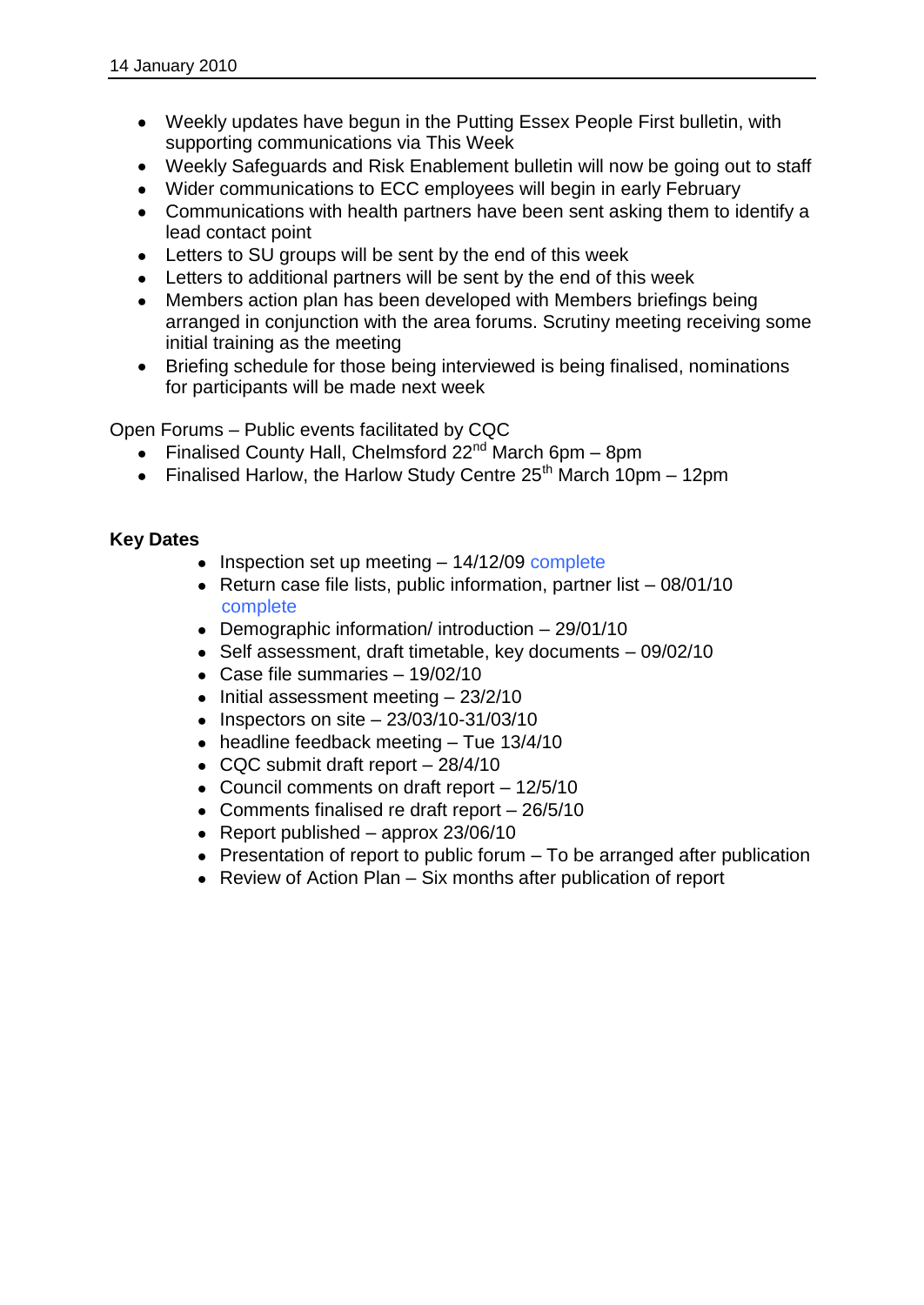- Weekly updates have begun in the Putting Essex People First bulletin, with supporting communications via This Week
- Weekly Safeguards and Risk Enablement bulletin will now be going out to staff
- Wider communications to ECC employees will begin in early February
- Communications with health partners have been sent asking them to identify a lead contact point
- Letters to SU groups will be sent by the end of this week
- Letters to additional partners will be sent by the end of this week
- Members action plan has been developed with Members briefings being arranged in conjunction with the area forums. Scrutiny meeting receiving some initial training as the meeting
- Briefing schedule for those being interviewed is being finalised, nominations for participants will be made next week

Open Forums – Public events facilitated by CQC

- Finalised County Hall, Chelmsford 22nd March 6pm – 8pm
- Finalised Harlow, the Harlow Study Centre 25th March 10pm – 12pm

**Key Dates**

- Inspection set up meeting – 14/12/09 complete
- Return case file lists, public information, partner list – 08/01/10 complete
- Demographic information/ introduction – 29/01/10
- Self assessment, draft timetable, key documents – 09/02/10
- Case file summaries – 19/02/10
- Initial assessment meeting – 23/2/10
- Inspectors on site – 23/03/10-31/03/10
- headline feedback meeting – Tue 13/4/10
- CQC submit draft report – 28/4/10
- Council comments on draft report – 12/5/10
- Comments finalised re draft report – 26/5/10
- Report published – approx 23/06/10
- Presentation of report to public forum – To be arranged after publication
- Review of Action Plan – Six months after publication of report